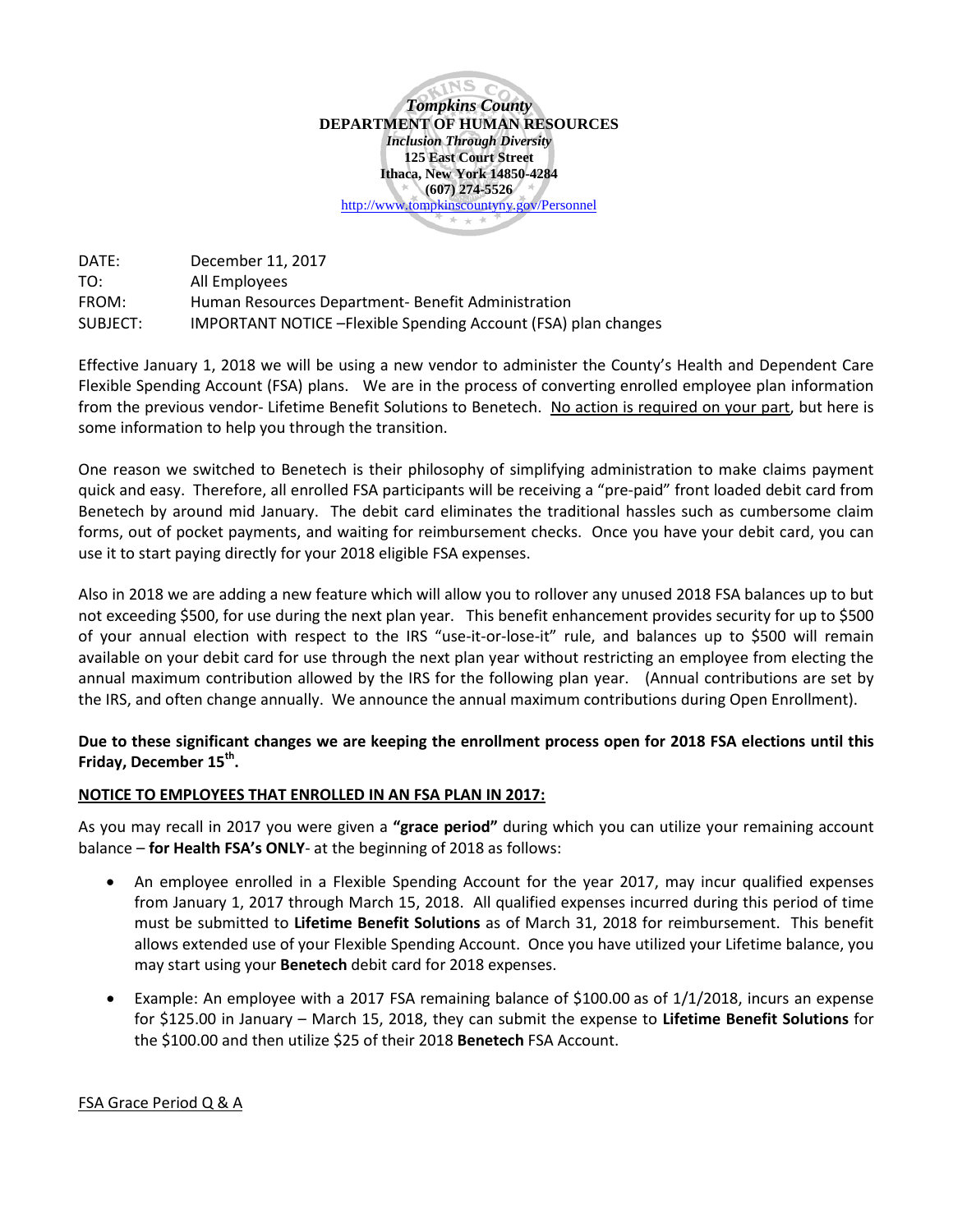***Tompkins County***
**DEPARTMENT OF HUMAN RESOURCES**
***Inclusion Through Diversity***
**125 East Court Street**
**Ithaca, New York 14850-4284**
**(607) 274-5526**
http://www.tompkinscountyny.gov/Personnel

DATE: December 11, 2017
TO: All Employees
FROM: Human Resources Department- Benefit Administration
SUBJECT: IMPORTANT NOTICE –Flexible Spending Account (FSA) plan changes

Effective January 1, 2018 we will be using a new vendor to administer the County's Health and Dependent Care Flexible Spending Account (FSA) plans. We are in the process of converting enrolled employee plan information from the previous vendor- Lifetime Benefit Solutions to Benetech. No action is required on your part, but here is some information to help you through the transition.

One reason we switched to Benetech is their philosophy of simplifying administration to make claims payment quick and easy. Therefore, all enrolled FSA participants will be receiving a "pre-paid" front loaded debit card from Benetech by around mid January. The debit card eliminates the traditional hassles such as cumbersome claim forms, out of pocket payments, and waiting for reimbursement checks. Once you have your debit card, you can use it to start paying directly for your 2018 eligible FSA expenses.

Also in 2018 we are adding a new feature which will allow you to rollover any unused 2018 FSA balances up to but not exceeding $500, for use during the next plan year. This benefit enhancement provides security for up to $500 of your annual election with respect to the IRS "use-it-or-lose-it" rule, and balances up to $500 will remain available on your debit card for use through the next plan year without restricting an employee from electing the annual maximum contribution allowed by the IRS for the following plan year. (Annual contributions are set by the IRS, and often change annually. We announce the annual maximum contributions during Open Enrollment).

**Due to these significant changes we are keeping the enrollment process open for 2018 FSA elections until this Friday, December 15th.**

**NOTICE TO EMPLOYEES THAT ENROLLED IN AN FSA PLAN IN 2017:**

As you may recall in 2017 you were given a **"grace period"** during which you can utilize your remaining account balance – **for Health FSA's ONLY**- at the beginning of 2018 as follows:

- An employee enrolled in a Flexible Spending Account for the year 2017, may incur qualified expenses from January 1, 2017 through March 15, 2018. All qualified expenses incurred during this period of time must be submitted to **Lifetime Benefit Solutions** as of March 31, 2018 for reimbursement. This benefit allows extended use of your Flexible Spending Account. Once you have utilized your Lifetime balance, you may start using your **Benetech** debit card for 2018 expenses.

- Example: An employee with a 2017 FSA remaining balance of $100.00 as of 1/1/2018, incurs an expense for $125.00 in January – March 15, 2018, they can submit the expense to **Lifetime Benefit Solutions** for the $100.00 and then utilize $25 of their 2018 **Benetech** FSA Account.

FSA Grace Period Q & A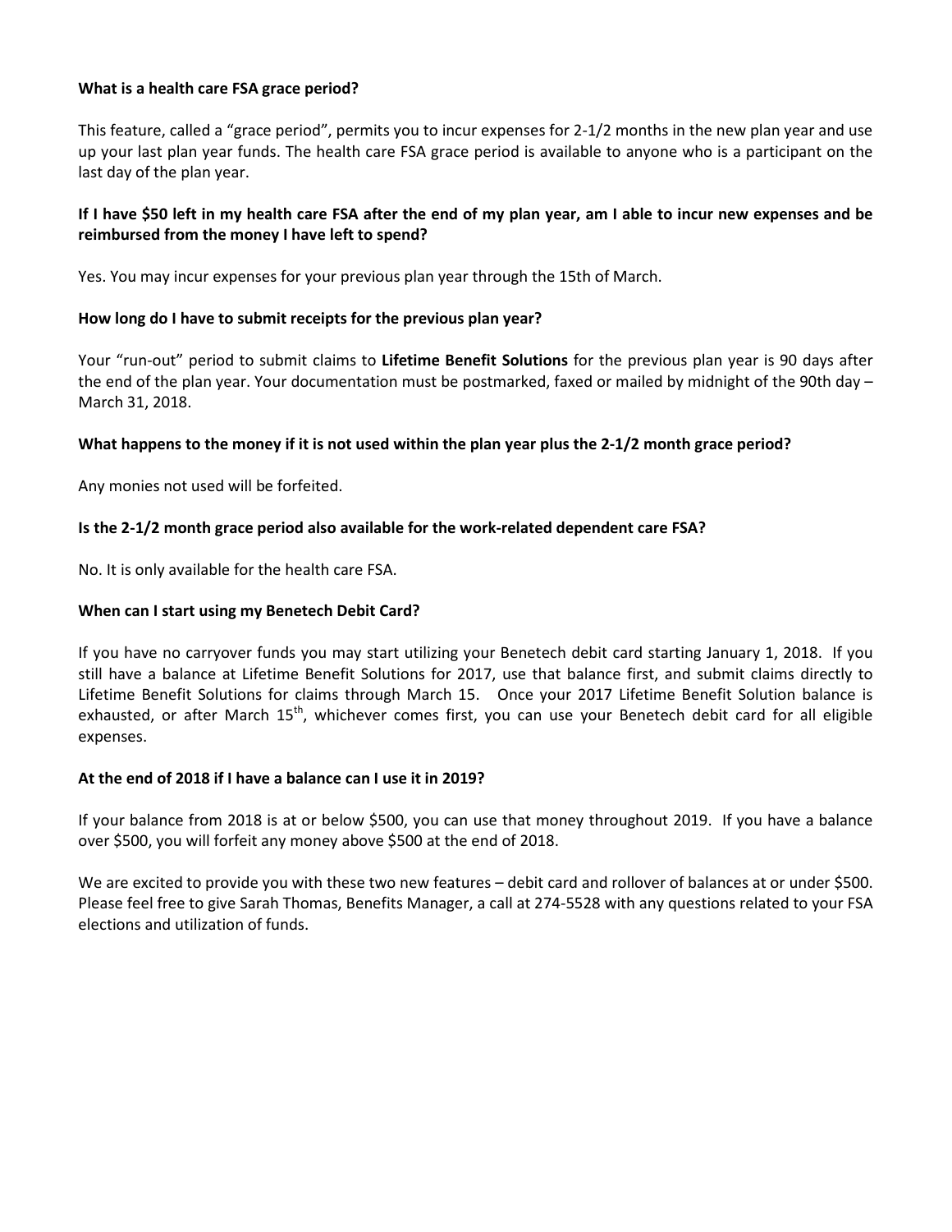**What is a health care FSA grace period?**

This feature, called a "grace period", permits you to incur expenses for 2-1/2 months in the new plan year and use up your last plan year funds. The health care FSA grace period is available to anyone who is a participant on the last day of the plan year.

**If I have $50 left in my health care FSA after the end of my plan year, am I able to incur new expenses and be reimbursed from the money I have left to spend?**

Yes. You may incur expenses for your previous plan year through the 15th of March.

**How long do I have to submit receipts for the previous plan year?**

Your "run-out" period to submit claims to **Lifetime Benefit Solutions** for the previous plan year is 90 days after the end of the plan year. Your documentation must be postmarked, faxed or mailed by midnight of the 90th day – March 31, 2018.

**What happens to the money if it is not used within the plan year plus the 2-1/2 month grace period?**

Any monies not used will be forfeited.

**Is the 2-1/2 month grace period also available for the work-related dependent care FSA?**

No. It is only available for the health care FSA.

**When can I start using my Benetech Debit Card?**

If you have no carryover funds you may start utilizing your Benetech debit card starting January 1, 2018. If you still have a balance at Lifetime Benefit Solutions for 2017, use that balance first, and submit claims directly to Lifetime Benefit Solutions for claims through March 15. Once your 2017 Lifetime Benefit Solution balance is exhausted, or after March 15th, whichever comes first, you can use your Benetech debit card for all eligible expenses.

**At the end of 2018 if I have a balance can I use it in 2019?**

If your balance from 2018 is at or below $500, you can use that money throughout 2019. If you have a balance over $500, you will forfeit any money above $500 at the end of 2018.

We are excited to provide you with these two new features – debit card and rollover of balances at or under $500. Please feel free to give Sarah Thomas, Benefits Manager, a call at 274-5528 with any questions related to your FSA elections and utilization of funds.